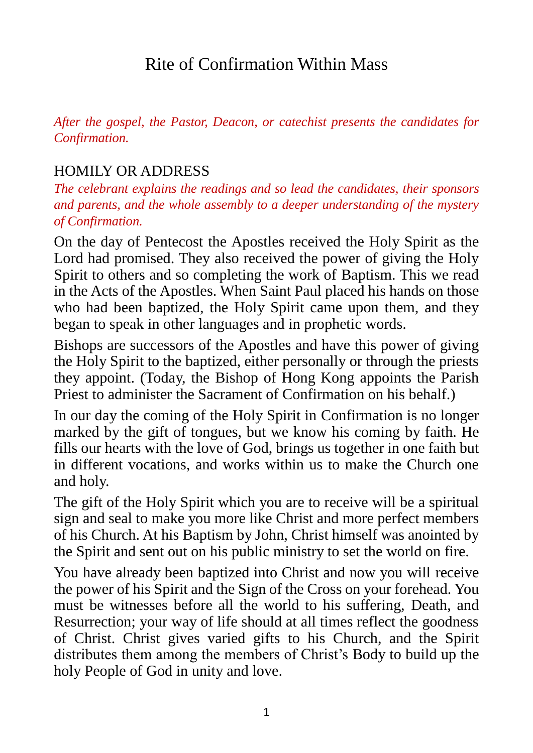# Rite of Confirmation Within Mass

*After the gospel, the Pastor, Deacon, or catechist presents the candidates for Confirmation.*

## HOMILY OR ADDRESS

*The celebrant explains the readings and so lead the candidates, their sponsors and parents, and the whole assembly to a deeper understanding of the mystery of Confirmation.*

On the day of Pentecost the Apostles received the Holy Spirit as the Lord had promised. They also received the power of giving the Holy Spirit to others and so completing the work of Baptism. This we read in the Acts of the Apostles. When Saint Paul placed his hands on those who had been baptized, the Holy Spirit came upon them, and they began to speak in other languages and in prophetic words.

Bishops are successors of the Apostles and have this power of giving the Holy Spirit to the baptized, either personally or through the priests they appoint. (Today, the Bishop of Hong Kong appoints the Parish Priest to administer the Sacrament of Confirmation on his behalf.)

In our day the coming of the Holy Spirit in Confirmation is no longer marked by the gift of tongues, but we know his coming by faith. He fills our hearts with the love of God, brings us together in one faith but in different vocations, and works within us to make the Church one and holy.

The gift of the Holy Spirit which you are to receive will be a spiritual sign and seal to make you more like Christ and more perfect members of his Church. At his Baptism by John, Christ himself was anointed by the Spirit and sent out on his public ministry to set the world on fire.

You have already been baptized into Christ and now you will receive the power of his Spirit and the Sign of the Cross on your forehead. You must be witnesses before all the world to his suffering, Death, and Resurrection; your way of life should at all times reflect the goodness of Christ. Christ gives varied gifts to his Church, and the Spirit distributes them among the members of Christ's Body to build up the holy People of God in unity and love.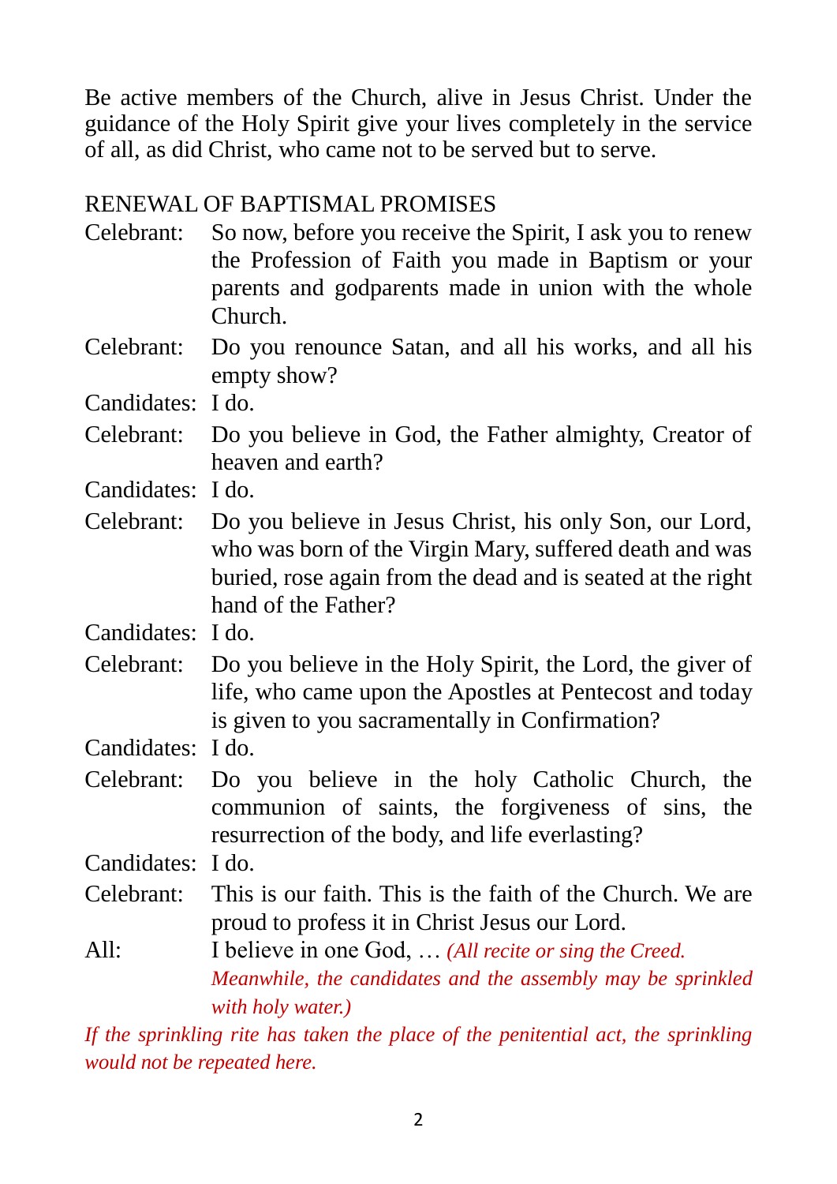Be active members of the Church, alive in Jesus Christ. Under the guidance of the Holy Spirit give your lives completely in the service of all, as did Christ, who came not to be served but to serve.

RENEWAL OF BAPTISMAL PROMISES

Celebrant: So now, before you receive the Spirit, I ask you to renew the Profession of Faith you made in Baptism or your parents and godparents made in union with the whole Church.

Celebrant: Do you renounce Satan, and all his works, and all his empty show?

Candidates: I do.

Celebrant: Do you believe in God, the Father almighty, Creator of heaven and earth?

Candidates: I do.

Celebrant: Do you believe in Jesus Christ, his only Son, our Lord, who was born of the Virgin Mary, suffered death and was buried, rose again from the dead and is seated at the right hand of the Father?

Candidates: I do.

Celebrant: Do you believe in the Holy Spirit, the Lord, the giver of life, who came upon the Apostles at Pentecost and today is given to you sacramentally in Confirmation?

Candidates: I do.

Celebrant: Do you believe in the holy Catholic Church, the communion of saints, the forgiveness of sins, the resurrection of the body, and life everlasting?

Candidates: I do.

Celebrant: This is our faith. This is the faith of the Church. We are proud to profess it in Christ Jesus our Lord.

All: I believe in one God, … *(All recite or sing the Creed. Meanwhile, the candidates and the assembly may be sprinkled with holy water.)*

*If the sprinkling rite has taken the place of the penitential act, the sprinkling would not be repeated here.*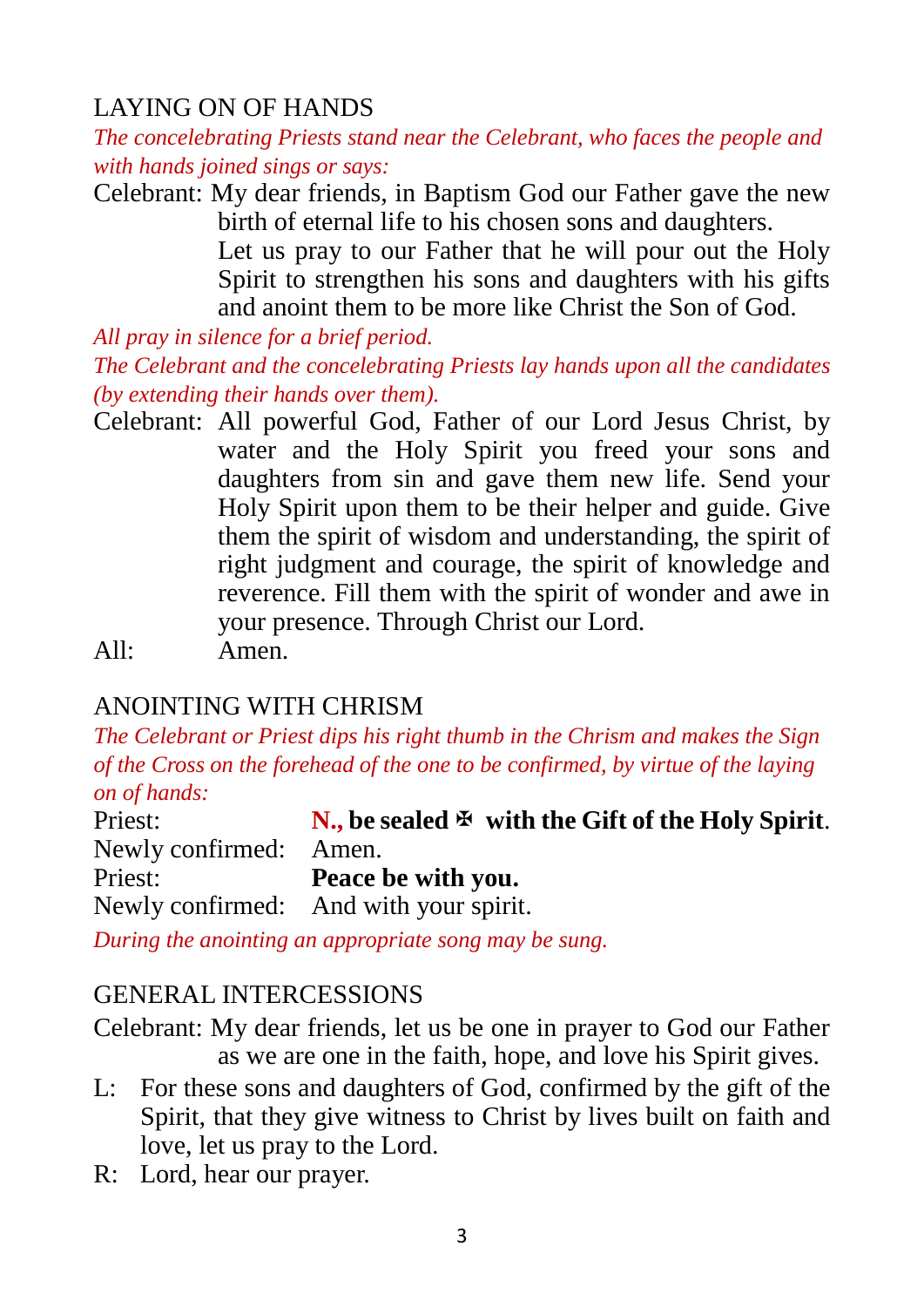## LAYING ON OF HANDS

*The concelebrating Priests stand near the Celebrant, who faces the people and with hands joined sings or says:*

Celebrant: My dear friends, in Baptism God our Father gave the new birth of eternal life to his chosen sons and daughters.
Let us pray to our Father that he will pour out the Holy Spirit to strengthen his sons and daughters with his gifts and anoint them to be more like Christ the Son of God.

*All pray in silence for a brief period.*

*The Celebrant and the concelebrating Priests lay hands upon all the candidates (by extending their hands over them).*

Celebrant: All powerful God, Father of our Lord Jesus Christ, by water and the Holy Spirit you freed your sons and daughters from sin and gave them new life. Send your Holy Spirit upon them to be their helper and guide. Give them the spirit of wisdom and understanding, the spirit of right judgment and courage, the spirit of knowledge and reverence. Fill them with the spirit of wonder and awe in your presence. Through Christ our Lord.

All: Amen.

## ANOINTING WITH CHRISM

*The Celebrant or Priest dips his right thumb in the Chrism and makes the Sign of the Cross on the forehead of the one to be confirmed, by virtue of the laying on of hands:*

Priest: **N., be sealed ✠ with the Gift of the Holy Spirit**.
Newly confirmed: Amen.
Priest: **Peace be with you.**
Newly confirmed: And with your spirit.

*During the anointing an appropriate song may be sung.*

## GENERAL INTERCESSIONS

Celebrant: My dear friends, let us be one in prayer to God our Father as we are one in the faith, hope, and love his Spirit gives.

L: For these sons and daughters of God, confirmed by the gift of the Spirit, that they give witness to Christ by lives built on faith and love, let us pray to the Lord.

R: Lord, hear our prayer.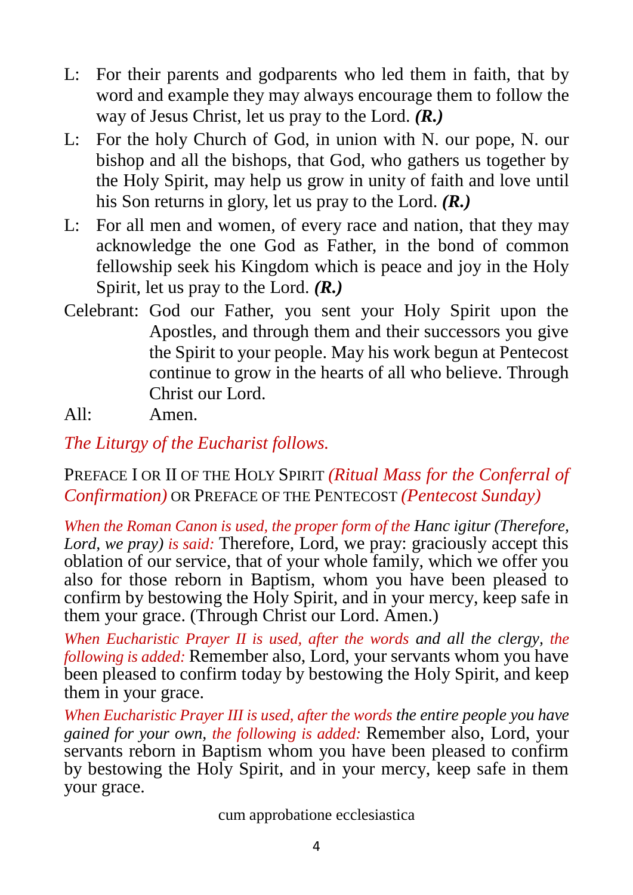L: For their parents and godparents who led them in faith, that by word and example they may always encourage them to follow the way of Jesus Christ, let us pray to the Lord. ***(R.)***

L: For the holy Church of God, in union with N. our pope, N. our bishop and all the bishops, that God, who gathers us together by the Holy Spirit, may help us grow in unity of faith and love until his Son returns in glory, let us pray to the Lord. ***(R.)***

L: For all men and women, of every race and nation, that they may acknowledge the one God as Father, in the bond of common fellowship seek his Kingdom which is peace and joy in the Holy Spirit, let us pray to the Lord. ***(R.)***

Celebrant: God our Father, you sent your Holy Spirit upon the Apostles, and through them and their successors you give the Spirit to your people. May his work begun at Pentecost continue to grow in the hearts of all who believe. Through Christ our Lord.

All: Amen.

*The Liturgy of the Eucharist follows.*

PREFACE I OR II OF THE HOLY SPIRIT *(Ritual Mass for the Conferral of Confirmation)* OR PREFACE OF THE PENTECOST *(Pentecost Sunday)*

*When the Roman Canon is used, the proper form of the Hanc igitur (Therefore, Lord, we pray) is said:* Therefore, Lord, we pray: graciously accept this oblation of our service, that of your whole family, which we offer you also for those reborn in Baptism, whom you have been pleased to confirm by bestowing the Holy Spirit, and in your mercy, keep safe in them your grace. (Through Christ our Lord. Amen.)

*When Eucharistic Prayer II is used, after the words and all the clergy, the following is added:* Remember also, Lord, your servants whom you have been pleased to confirm today by bestowing the Holy Spirit, and keep them in your grace.

*When Eucharistic Prayer III is used, after the words the entire people you have gained for your own, the following is added:* Remember also, Lord, your servants reborn in Baptism whom you have been pleased to confirm by bestowing the Holy Spirit, and in your mercy, keep safe in them your grace.

cum approbatione ecclesiastica